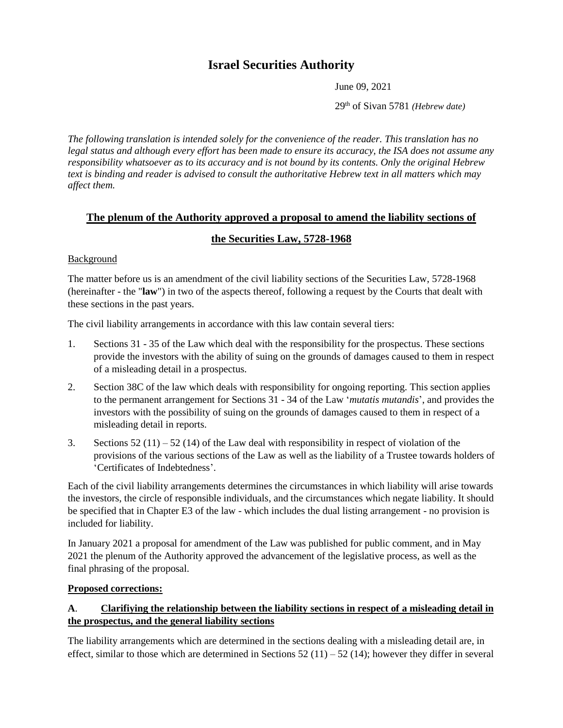# Israel Securities Authority

June 09, 2021

29th of Sivan 5781 *(Hebrew date)*

*The following translation is intended solely for the convenience of the reader. This translation has no legal status and although every effort has been made to ensure its accuracy, the ISA does not assume any responsibility whatsoever as to its accuracy and is not bound by its contents. Only the original Hebrew text is binding and reader is advised to consult the authoritative Hebrew text in all matters which may affect them.*

## **The plenum of the Authority approved a proposal to amend the liability sections of the Securities Law, 5728-1968**

Background

The matter before us is an amendment of the civil liability sections of the Securities Law, 5728-1968 (hereinafter - the "**law**") in two of the aspects thereof, following a request by the Courts that dealt with these sections in the past years.

The civil liability arrangements in accordance with this law contain several tiers:

1. Sections 31 - 35 of the Law which deal with the responsibility for the prospectus. These sections provide the investors with the ability of suing on the grounds of damages caused to them in respect of a misleading detail in a prospectus.
2. Section 38C of the law which deals with responsibility for ongoing reporting. This section applies to the permanent arrangement for Sections 31 - 34 of the Law '*mutatis mutandis*', and provides the investors with the possibility of suing on the grounds of damages caused to them in respect of a misleading detail in reports.
3. Sections 52 (11) – 52 (14) of the Law deal with responsibility in respect of violation of the provisions of the various sections of the Law as well as the liability of a Trustee towards holders of 'Certificates of Indebtedness'.

Each of the civil liability arrangements determines the circumstances in which liability will arise towards the investors, the circle of responsible individuals, and the circumstances which negate liability. It should be specified that in Chapter E3 of the law - which includes the dual listing arrangement - no provision is included for liability.

In January 2021 a proposal for amendment of the Law was published for public comment, and in May 2021 the plenum of the Authority approved the advancement of the legislative process, as well as the final phrasing of the proposal.

**Proposed corrections:**

**A**. **Clarifiying the relationship between the liability sections in respect of a misleading detail in the prospectus, and the general liability sections**

The liability arrangements which are determined in the sections dealing with a misleading detail are, in effect, similar to those which are determined in Sections 52 (11) – 52 (14); however they differ in several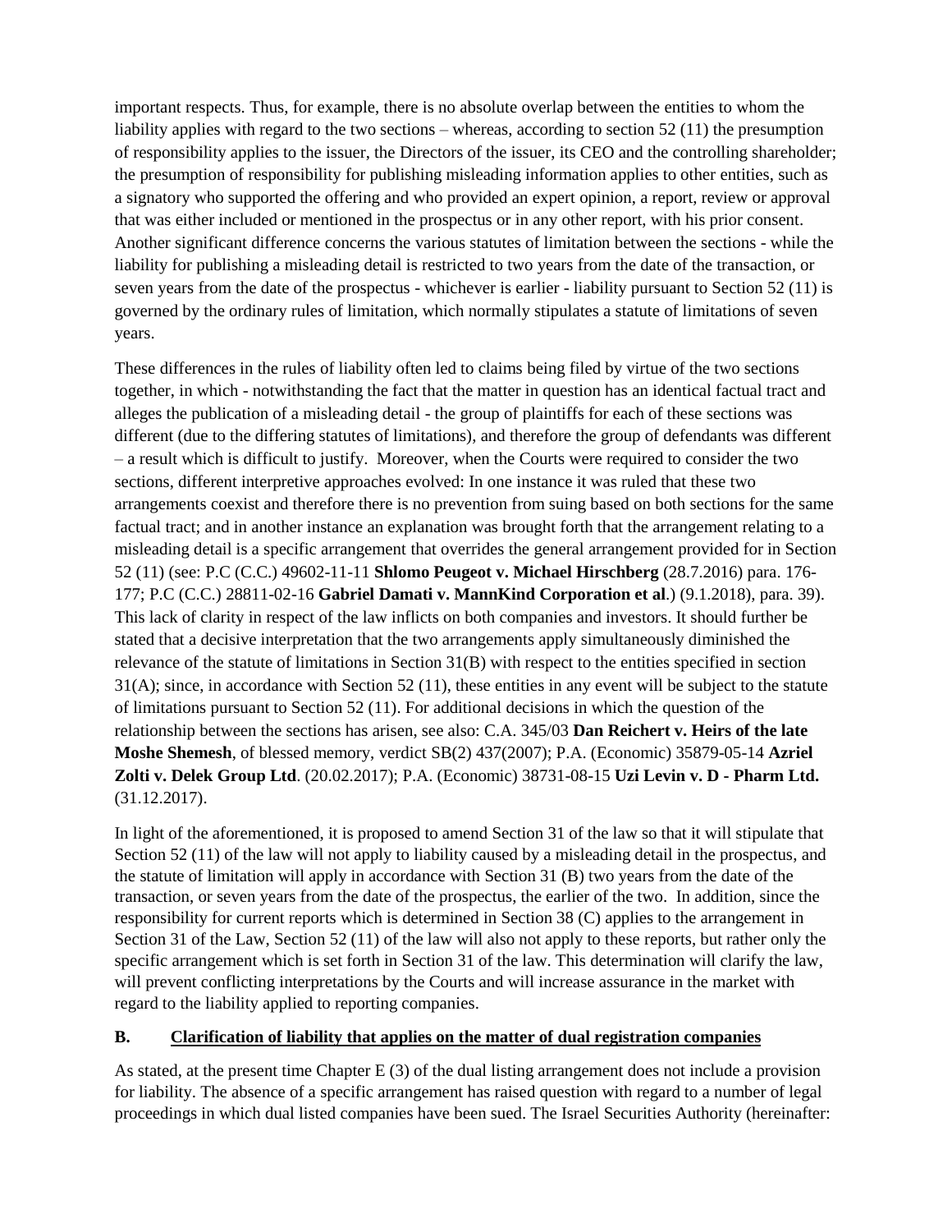important respects. Thus, for example, there is no absolute overlap between the entities to whom the liability applies with regard to the two sections – whereas, according to section 52 (11) the presumption of responsibility applies to the issuer, the Directors of the issuer, its CEO and the controlling shareholder; the presumption of responsibility for publishing misleading information applies to other entities, such as a signatory who supported the offering and who provided an expert opinion, a report, review or approval that was either included or mentioned in the prospectus or in any other report, with his prior consent. Another significant difference concerns the various statutes of limitation between the sections - while the liability for publishing a misleading detail is restricted to two years from the date of the transaction, or seven years from the date of the prospectus - whichever is earlier - liability pursuant to Section 52 (11) is governed by the ordinary rules of limitation, which normally stipulates a statute of limitations of seven years.

These differences in the rules of liability often led to claims being filed by virtue of the two sections together, in which - notwithstanding the fact that the matter in question has an identical factual tract and alleges the publication of a misleading detail - the group of plaintiffs for each of these sections was different (due to the differing statutes of limitations), and therefore the group of defendants was different – a result which is difficult to justify. Moreover, when the Courts were required to consider the two sections, different interpretive approaches evolved: In one instance it was ruled that these two arrangements coexist and therefore there is no prevention from suing based on both sections for the same factual tract; and in another instance an explanation was brought forth that the arrangement relating to a misleading detail is a specific arrangement that overrides the general arrangement provided for in Section 52 (11) (see: P.C (C.C.) 49602-11-11 **Shlomo Peugeot v. Michael Hirschberg** (28.7.2016) para. 176-177; P.C (C.C.) 28811-02-16 **Gabriel Damati v. MannKind Corporation et al**.) (9.1.2018), para. 39). This lack of clarity in respect of the law inflicts on both companies and investors. It should further be stated that a decisive interpretation that the two arrangements apply simultaneously diminished the relevance of the statute of limitations in Section 31(B) with respect to the entities specified in section 31(A); since, in accordance with Section 52 (11), these entities in any event will be subject to the statute of limitations pursuant to Section 52 (11). For additional decisions in which the question of the relationship between the sections has arisen, see also: C.A. 345/03 **Dan Reichert v. Heirs of the late Moshe Shemesh**, of blessed memory, verdict SB(2) 437(2007); P.A. (Economic) 35879-05-14 **Azriel Zolti v. Delek Group Ltd**. (20.02.2017); P.A. (Economic) 38731-08-15 **Uzi Levin v. D - Pharm Ltd.** (31.12.2017).

In light of the aforementioned, it is proposed to amend Section 31 of the law so that it will stipulate that Section 52 (11) of the law will not apply to liability caused by a misleading detail in the prospectus, and the statute of limitation will apply in accordance with Section 31 (B) two years from the date of the transaction, or seven years from the date of the prospectus, the earlier of the two. In addition, since the responsibility for current reports which is determined in Section 38 (C) applies to the arrangement in Section 31 of the Law, Section 52 (11) of the law will also not apply to these reports, but rather only the specific arrangement which is set forth in Section 31 of the law. This determination will clarify the law, will prevent conflicting interpretations by the Courts and will increase assurance in the market with regard to the liability applied to reporting companies.

### B. <u>Clarification of liability that applies on the matter of dual registration companies</u>

As stated, at the present time Chapter E (3) of the dual listing arrangement does not include a provision for liability. The absence of a specific arrangement has raised question with regard to a number of legal proceedings in which dual listed companies have been sued. The Israel Securities Authority (hereinafter: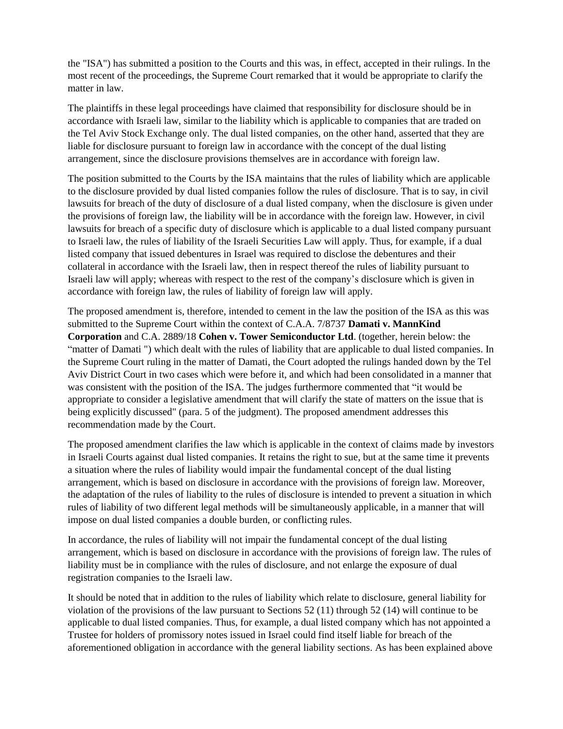the "ISA") has submitted a position to the Courts and this was, in effect, accepted in their rulings. In the most recent of the proceedings, the Supreme Court remarked that it would be appropriate to clarify the matter in law.

The plaintiffs in these legal proceedings have claimed that responsibility for disclosure should be in accordance with Israeli law, similar to the liability which is applicable to companies that are traded on the Tel Aviv Stock Exchange only. The dual listed companies, on the other hand, asserted that they are liable for disclosure pursuant to foreign law in accordance with the concept of the dual listing arrangement, since the disclosure provisions themselves are in accordance with foreign law.

The position submitted to the Courts by the ISA maintains that the rules of liability which are applicable to the disclosure provided by dual listed companies follow the rules of disclosure. That is to say, in civil lawsuits for breach of the duty of disclosure of a dual listed company, when the disclosure is given under the provisions of foreign law, the liability will be in accordance with the foreign law. However, in civil lawsuits for breach of a specific duty of disclosure which is applicable to a dual listed company pursuant to Israeli law, the rules of liability of the Israeli Securities Law will apply. Thus, for example, if a dual listed company that issued debentures in Israel was required to disclose the debentures and their collateral in accordance with the Israeli law, then in respect thereof the rules of liability pursuant to Israeli law will apply; whereas with respect to the rest of the company's disclosure which is given in accordance with foreign law, the rules of liability of foreign law will apply.

The proposed amendment is, therefore, intended to cement in the law the position of the ISA as this was submitted to the Supreme Court within the context of C.A.A. 7/8737 **Damati v. MannKind Corporation** and C.A. 2889/18 **Cohen v. Tower Semiconductor Ltd**. (together, herein below: the "matter of Damati ") which dealt with the rules of liability that are applicable to dual listed companies. In the Supreme Court ruling in the matter of Damati, the Court adopted the rulings handed down by the Tel Aviv District Court in two cases which were before it, and which had been consolidated in a manner that was consistent with the position of the ISA. The judges furthermore commented that "it would be appropriate to consider a legislative amendment that will clarify the state of matters on the issue that is being explicitly discussed" (para. 5 of the judgment). The proposed amendment addresses this recommendation made by the Court.

The proposed amendment clarifies the law which is applicable in the context of claims made by investors in Israeli Courts against dual listed companies. It retains the right to sue, but at the same time it prevents a situation where the rules of liability would impair the fundamental concept of the dual listing arrangement, which is based on disclosure in accordance with the provisions of foreign law. Moreover, the adaptation of the rules of liability to the rules of disclosure is intended to prevent a situation in which rules of liability of two different legal methods will be simultaneously applicable, in a manner that will impose on dual listed companies a double burden, or conflicting rules.

In accordance, the rules of liability will not impair the fundamental concept of the dual listing arrangement, which is based on disclosure in accordance with the provisions of foreign law. The rules of liability must be in compliance with the rules of disclosure, and not enlarge the exposure of dual registration companies to the Israeli law.

It should be noted that in addition to the rules of liability which relate to disclosure, general liability for violation of the provisions of the law pursuant to Sections 52 (11) through 52 (14) will continue to be applicable to dual listed companies. Thus, for example, a dual listed company which has not appointed a Trustee for holders of promissory notes issued in Israel could find itself liable for breach of the aforementioned obligation in accordance with the general liability sections. As has been explained above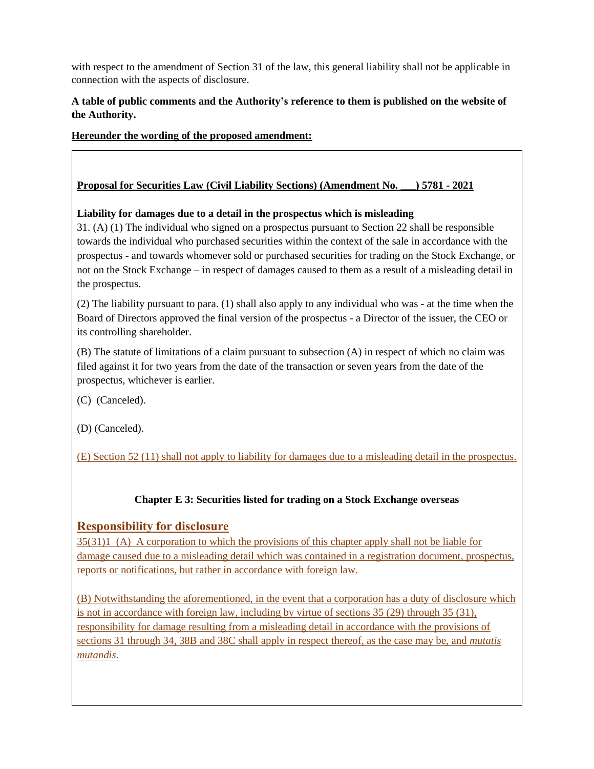with respect to the amendment of Section 31 of the law, this general liability shall not be applicable in connection with the aspects of disclosure.

**A table of public comments and the Authority's reference to them is published on the website of the Authority.**

**Hereunder the wording of the proposed amendment:**

**Proposal for Securities Law (Civil Liability Sections) (Amendment No. ___) 5781 - 2021**

**Liability for damages due to a detail in the prospectus which is misleading**

31. (A) (1) The individual who signed on a prospectus pursuant to Section 22 shall be responsible towards the individual who purchased securities within the context of the sale in accordance with the prospectus - and towards whomever sold or purchased securities for trading on the Stock Exchange, or not on the Stock Exchange – in respect of damages caused to them as a result of a misleading detail in the prospectus.

(2) The liability pursuant to para. (1) shall also apply to any individual who was - at the time when the Board of Directors approved the final version of the prospectus - a Director of the issuer, the CEO or its controlling shareholder.

(B) The statute of limitations of a claim pursuant to subsection (A) in respect of which no claim was filed against it for two years from the date of the transaction or seven years from the date of the prospectus, whichever is earlier.

(C) (Canceled).

(D) (Canceled).

(E) Section 52 (11) shall not apply to liability for damages due to a misleading detail in the prospectus.

**Chapter E 3: Securities listed for trading on a Stock Exchange overseas**

## Responsibility for disclosure

35(31)1 (A) A corporation to which the provisions of this chapter apply shall not be liable for damage caused due to a misleading detail which was contained in a registration document, prospectus, reports or notifications, but rather in accordance with foreign law.

(B) Notwithstanding the aforementioned, in the event that a corporation has a duty of disclosure which is not in accordance with foreign law, including by virtue of sections 35 (29) through 35 (31), responsibility for damage resulting from a misleading detail in accordance with the provisions of sections 31 through 34, 38B and 38C shall apply in respect thereof, as the case may be, and *mutatis mutandis*.